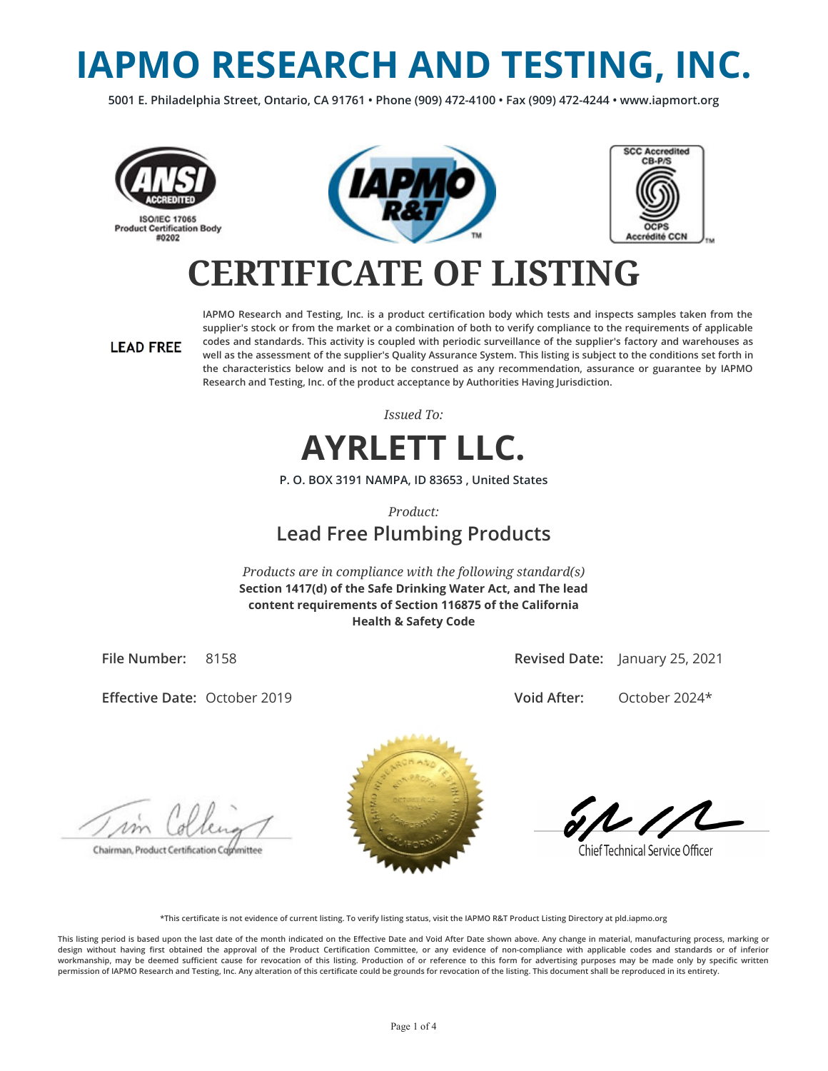# IAPMO RESEARCH AND TESTING, INC.

**5001 E. Philadelphia Street, Ontario, CA 91761 • Phone (909) 472-4100 • Fax (909) 472-4244 • www.iapmort.org**

ANSI ACCREDITED
ISO/IEC 17065
Product Certification Body
#0202

SCC Accredited
CB-P/S
OCPS
Accrédité CCN

# CERTIFICATE OF LISTING

**LEAD FREE**

IAPMO Research and Testing, Inc. is a product certification body which tests and inspects samples taken from the supplier's stock or from the market or a combination of both to verify compliance to the requirements of applicable codes and standards. This activity is coupled with periodic surveillance of the supplier's factory and warehouses as well as the assessment of the supplier's Quality Assurance System. This listing is subject to the conditions set forth in the characteristics below and is not to be construed as any recommendation, assurance or guarantee by IAPMO Research and Testing, Inc. of the product acceptance by Authorities Having Jurisdiction.

*Issued To:*

## AYRLETT LLC.

**P. O. BOX 3191 NAMPA, ID 83653 , United States**

*Product:*

### Lead Free Plumbing Products

*Products are in compliance with the following standard(s)*
**Section 1417(d) of the Safe Drinking Water Act, and The lead content requirements of Section 116875 of the California Health & Safety Code**

**File Number:** 8158

**Revised Date:** January 25, 2021

**Effective Date:** October 2019

**Void After:** October 2024*

Chairman, Product Certification Committee

Chief Technical Service Officer

*This certificate is not evidence of current listing. To verify listing status, visit the IAPMO R&T Product Listing Directory at pld.iapmo.org

This listing period is based upon the last date of the month indicated on the Effective Date and Void After Date shown above. Any change in material, manufacturing process, marking or design without having first obtained the approval of the Product Certification Committee, or any evidence of non-compliance with applicable codes and standards or of inferior workmanship, may be deemed sufficient cause for revocation of this listing. Production of or reference to this form for advertising purposes may be made only by specific written permission of IAPMO Research and Testing, Inc. Any alteration of this certificate could be grounds for revocation of the listing. This document shall be reproduced in its entirety.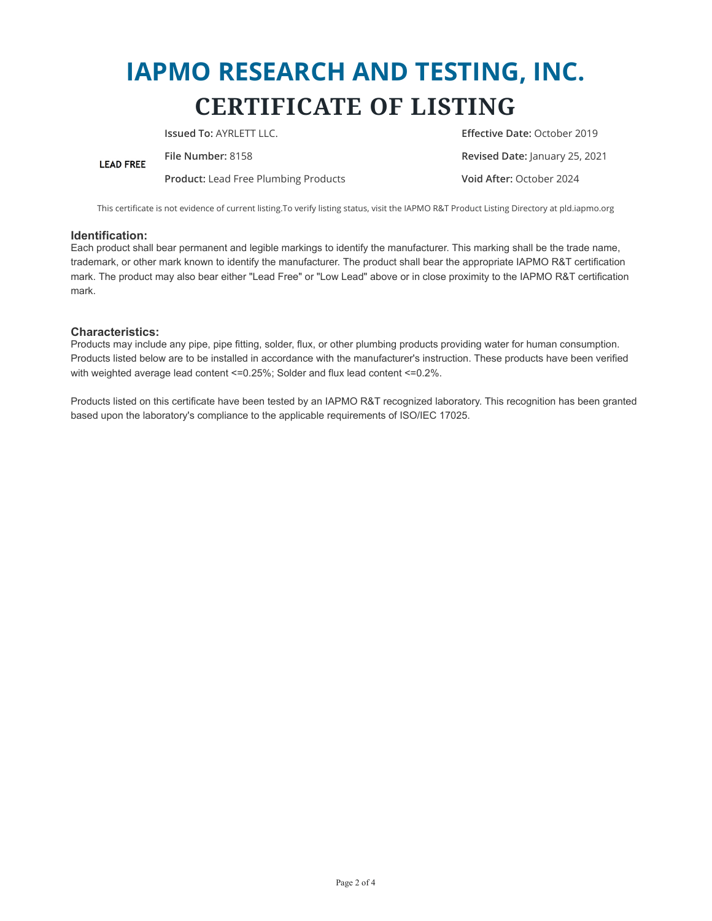# IAPMO RESEARCH AND TESTING, INC.

# CERTIFICATE OF LISTING

LEAD FREE

**Issued To:** AYRLETT LLC.

**File Number:** 8158

**Product:** Lead Free Plumbing Products

**Effective Date:** October 2019

**Revised Date:** January 25, 2021

**Void After:** October 2024

This certificate is not evidence of current listing.To verify listing status, visit the IAPMO R&T Product Listing Directory at pld.iapmo.org

### Identification:

Each product shall bear permanent and legible markings to identify the manufacturer. This marking shall be the trade name, trademark, or other mark known to identify the manufacturer. The product shall bear the appropriate IAPMO R&T certification mark. The product may also bear either "Lead Free" or "Low Lead" above or in close proximity to the IAPMO R&T certification mark.

### Characteristics:

Products may include any pipe, pipe fitting, solder, flux, or other plumbing products providing water for human consumption. Products listed below are to be installed in accordance with the manufacturer's instruction. These products have been verified with weighted average lead content <=0.25%; Solder and flux lead content <=0.2%.

Products listed on this certificate have been tested by an IAPMO R&T recognized laboratory. This recognition has been granted based upon the laboratory's compliance to the applicable requirements of ISO/IEC 17025.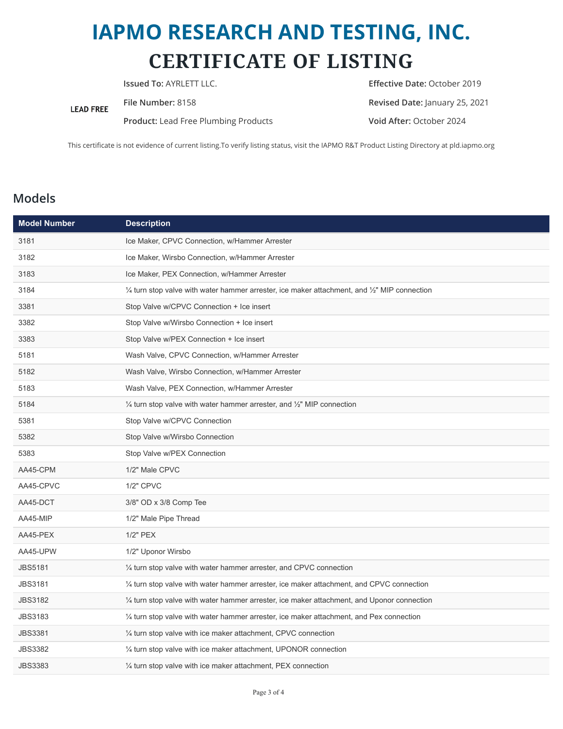# IAPMO RESEARCH AND TESTING, INC.

# CERTIFICATE OF LISTING

**LEAD FREE**

**Issued To:** AYRLETT LLC.

**File Number:** 8158

**Product:** Lead Free Plumbing Products

**Effective Date:** October 2019

**Revised Date:** January 25, 2021

**Void After:** October 2024

This certificate is not evidence of current listing.To verify listing status, visit the IAPMO R&T Product Listing Directory at pld.iapmo.org

## Models

| Model Number | Description |
|---|---|
| 3181 | Ice Maker, CPVC Connection, w/Hammer Arrester |
| 3182 | Ice Maker, Wirsbo Connection, w/Hammer Arrester |
| 3183 | Ice Maker, PEX Connection, w/Hammer Arrester |
| 3184 | ¼ turn stop valve with water hammer arrester, ice maker attachment, and ½" MIP connection |
| 3381 | Stop Valve w/CPVC Connection + Ice insert |
| 3382 | Stop Valve w/Wirsbo Connection + Ice insert |
| 3383 | Stop Valve w/PEX Connection + Ice insert |
| 5181 | Wash Valve, CPVC Connection, w/Hammer Arrester |
| 5182 | Wash Valve, Wirsbo Connection, w/Hammer Arrester |
| 5183 | Wash Valve, PEX Connection, w/Hammer Arrester |
| 5184 | ¼ turn stop valve with water hammer arrester, and ½" MIP connection |
| 5381 | Stop Valve w/CPVC Connection |
| 5382 | Stop Valve w/Wirsbo Connection |
| 5383 | Stop Valve w/PEX Connection |
| AA45-CPM | 1/2" Male CPVC |
| AA45-CPVC | 1/2" CPVC |
| AA45-DCT | 3/8" OD x 3/8 Comp Tee |
| AA45-MIP | 1/2" Male Pipe Thread |
| AA45-PEX | 1/2" PEX |
| AA45-UPW | 1/2" Uponor Wirsbo |
| JBS5181 | ¼ turn stop valve with water hammer arrester, and CPVC connection |
| JBS3181 | ¼ turn stop valve with water hammer arrester, ice maker attachment, and CPVC connection |
| JBS3182 | ¼ turn stop valve with water hammer arrester, ice maker attachment, and Uponor connection |
| JBS3183 | ¼ turn stop valve with water hammer arrester, ice maker attachment, and Pex connection |
| JBS3381 | ¼ turn stop valve with ice maker attachment, CPVC connection |
| JBS3382 | ¼ turn stop valve with ice maker attachment, UPONOR connection |
| JBS3383 | ¼ turn stop valve with ice maker attachment, PEX connection |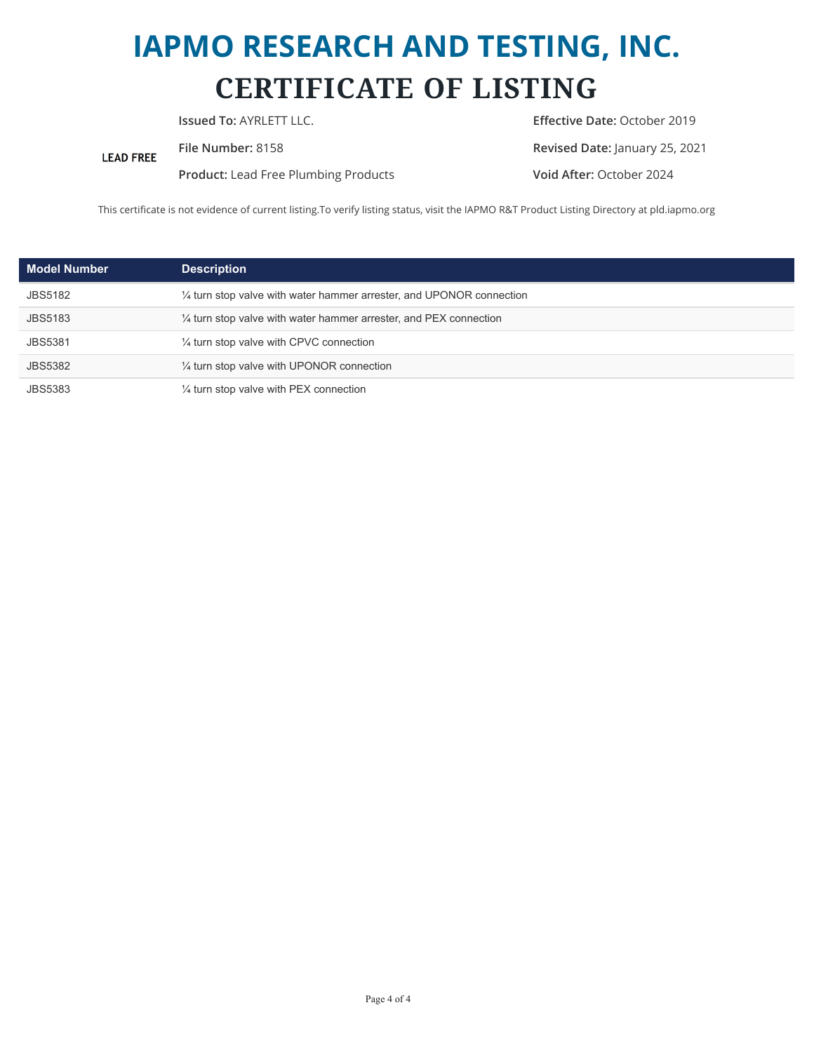# IAPMO RESEARCH AND TESTING, INC.

# CERTIFICATE OF LISTING

LEAD FREE

**Issued To:** AYRLETT LLC.

**File Number:** 8158

**Product:** Lead Free Plumbing Products

**Effective Date:** October 2019

**Revised Date:** January 25, 2021

**Void After:** October 2024

This certificate is not evidence of current listing.To verify listing status, visit the IAPMO R&T Product Listing Directory at pld.iapmo.org

| Model Number | Description |
| --- | --- |
| JBS5182 | ¼ turn stop valve with water hammer arrester, and UPONOR connection |
| JBS5183 | ¼ turn stop valve with water hammer arrester, and PEX connection |
| JBS5381 | ¼ turn stop valve with CPVC connection |
| JBS5382 | ¼ turn stop valve with UPONOR connection |
| JBS5383 | ¼ turn stop valve with PEX connection |